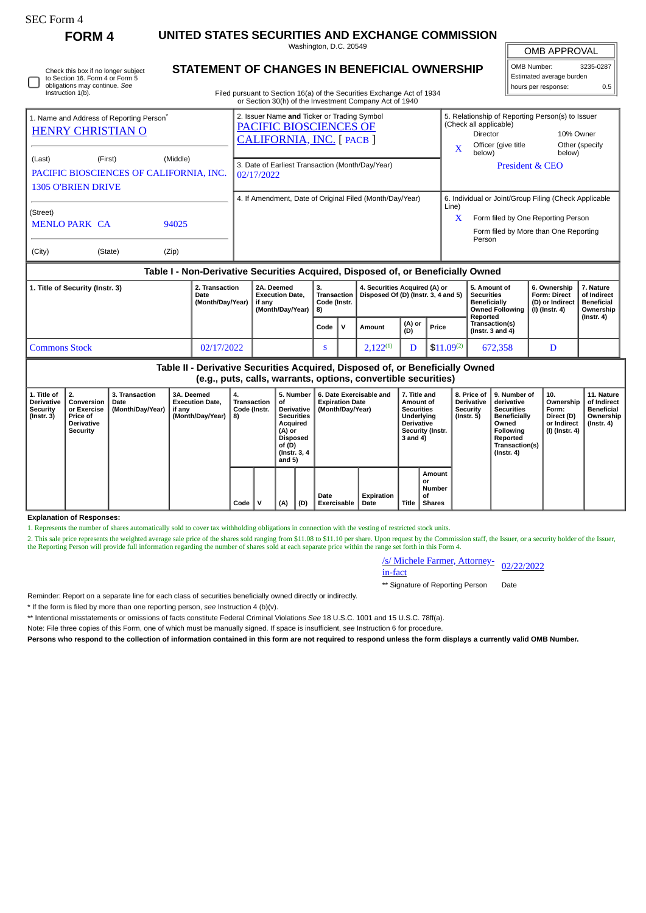SEC Form 4

# FORM 4

## UNITED STATES SECURITIES AND EXCHANGE COMMISSION

Washington, D.C. 20549

## STATEMENT OF CHANGES IN BENEFICIAL OWNERSHIP

Filed pursuant to Section 16(a) of the Securities Exchange Act of 1934 or Section 30(h) of the Investment Company Act of 1940

| OMB APPROVAL | |
|---|---|
| OMB Number: | 3235-0287 |
| Estimated average burden | |
| hours per response: | 0.5 |

☐ Check this box if no longer subject to Section 16. Form 4 or Form 5 obligations may continue. *See* Instruction 1(b).

**1. Name and Address of Reporting Person***

HENRY CHRISTIAN O

(Last) (First) (Middle)

PACIFIC BIOSCIENCES OF CALIFORNIA, INC.
1305 O'BRIEN DRIVE

(Street)

MENLO PARK CA 94025

(City) (State) (Zip)

**2. Issuer Name and Ticker or Trading Symbol**

PACIFIC BIOSCIENCES OF CALIFORNIA, INC. [ PACB ]

**3. Date of Earliest Transaction (Month/Day/Year)**

02/17/2022

**4. If Amendment, Date of Original Filed (Month/Day/Year)**

**5. Relationship of Reporting Person(s) to Issuer (Check all applicable)**

Director | 10% Owner
X Officer (give title below) | Other (specify below)

President & CEO

**6. Individual or Joint/Group Filing (Check Applicable Line)**

X Form filed by One Reporting Person

Form filed by More than One Reporting Person

### Table I - Non-Derivative Securities Acquired, Disposed of, or Beneficially Owned

| 1. Title of Security (Instr. 3) | 2. Transaction Date (Month/Day/Year) | 2A. Deemed Execution Date, if any (Month/Day/Year) | 3. Transaction Code (Instr. 8) | | 4. Securities Acquired (A) or Disposed Of (D) (Instr. 3, 4 and 5) | | | 5. Amount of Securities Beneficially Owned Following Reported Transaction(s) (Instr. 3 and 4) | 6. Ownership Form: Direct (D) or Indirect (I) (Instr. 4) | 7. Nature of Indirect Beneficial Ownership (Instr. 4) |
|---|---|---|---|---|---|---|---|---|---|---|
| | | | Code | V | Amount | (A) or (D) | Price | | | |
| Commons Stock | 02/17/2022 | | S | | 2,122[(1)] | D | $11.09[(2)] | 672,358 | D | |

### Table II - Derivative Securities Acquired, Disposed of, or Beneficially Owned (e.g., puts, calls, warrants, options, convertible securities)

| 1. Title of Derivative Security (Instr. 3) | 2. Conversion or Exercise Price of Derivative Security | 3. Transaction Date (Month/Day/Year) | 3A. Deemed Execution Date, if any (Month/Day/Year) | 4. Transaction Code (Instr. 8) | | 5. Number of Derivative Securities Acquired (A) or Disposed of (D) (Instr. 3, 4 and 5) | | 6. Date Exercisable and Expiration Date (Month/Day/Year) | | 7. Title and Amount of Securities Underlying Derivative Security (Instr. 3 and 4) | | 8. Price of Derivative Security (Instr. 5) | 9. Number of derivative Securities Beneficially Owned Following Reported Transaction(s) (Instr. 4) | 10. Ownership Form: Direct (D) or Indirect (I) (Instr. 4) | 11. Nature of Indirect Beneficial Ownership (Instr. 4) |
|---|---|---|---|---|---|---|---|---|---|---|---|---|---|---|---|
| | | | | Code | V | (A) | (D) | Date Exercisable | Expiration Date | Title | Amount or Number of Shares | | | | |

**Explanation of Responses:**

1. Represents the number of shares automatically sold to cover tax withholding obligations in connection with the vesting of restricted stock units.

2. This sale price represents the weighted average sale price of the shares sold ranging from $11.08 to $11.10 per share. Upon request by the Commission staff, the Issuer, or a security holder of the Issuer, the Reporting Person will provide full information regarding the number of shares sold at each separate price within the range set forth in this Form 4.

/s/ Michele Farmer, Attorney-in-fact 02/22/2022

** Signature of Reporting Person Date

Reminder: Report on a separate line for each class of securities beneficially owned directly or indirectly.

* If the form is filed by more than one reporting person, *see* Instruction 4 (b)(v).

** Intentional misstatements or omissions of facts constitute Federal Criminal Violations *See* 18 U.S.C. 1001 and 15 U.S.C. 78ff(a).

Note: File three copies of this Form, one of which must be manually signed. If space is insufficient, *see* Instruction 6 for procedure.

**Persons who respond to the collection of information contained in this form are not required to respond unless the form displays a currently valid OMB Number.**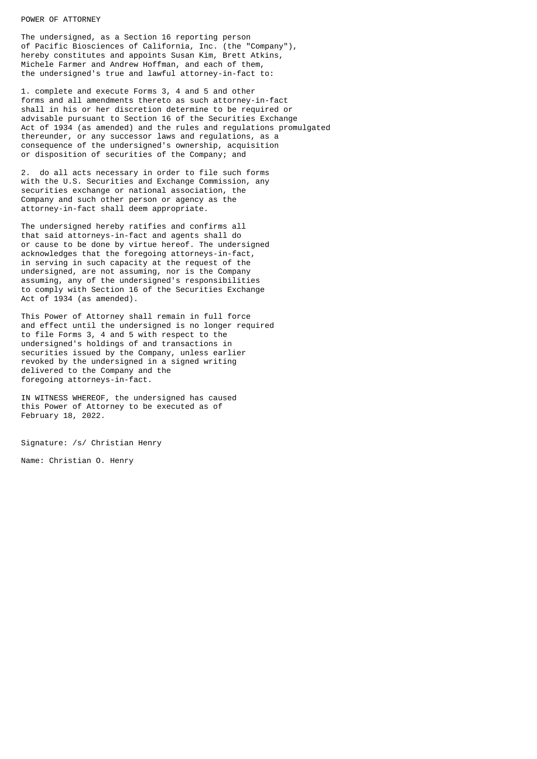POWER OF ATTORNEY

The undersigned, as a Section 16 reporting person of Pacific Biosciences of California, Inc. (the "Company"), hereby constitutes and appoints Susan Kim, Brett Atkins, Michele Farmer and Andrew Hoffman, and each of them, the undersigned's true and lawful attorney-in-fact to:

1. complete and execute Forms 3, 4 and 5 and other forms and all amendments thereto as such attorney-in-fact shall in his or her discretion determine to be required or advisable pursuant to Section 16 of the Securities Exchange Act of 1934 (as amended) and the rules and regulations promulgated thereunder, or any successor laws and regulations, as a consequence of the undersigned's ownership, acquisition or disposition of securities of the Company; and

2. do all acts necessary in order to file such forms with the U.S. Securities and Exchange Commission, any securities exchange or national association, the Company and such other person or agency as the attorney-in-fact shall deem appropriate.

The undersigned hereby ratifies and confirms all that said attorneys-in-fact and agents shall do or cause to be done by virtue hereof. The undersigned acknowledges that the foregoing attorneys-in-fact, in serving in such capacity at the request of the undersigned, are not assuming, nor is the Company assuming, any of the undersigned's responsibilities to comply with Section 16 of the Securities Exchange Act of 1934 (as amended).

This Power of Attorney shall remain in full force and effect until the undersigned is no longer required to file Forms 3, 4 and 5 with respect to the undersigned's holdings of and transactions in securities issued by the Company, unless earlier revoked by the undersigned in a signed writing delivered to the Company and the foregoing attorneys-in-fact.

IN WITNESS WHEREOF, the undersigned has caused this Power of Attorney to be executed as of February 18, 2022.

Signature: /s/ Christian Henry

Name: Christian O. Henry